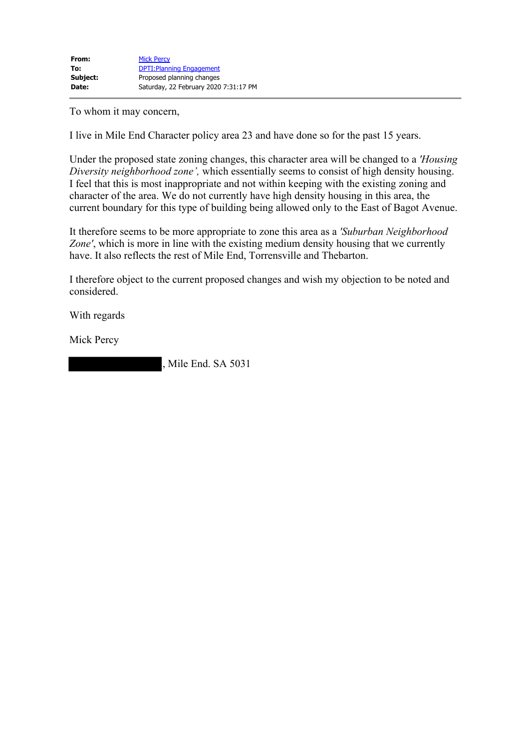| | |
|---|---|
| **From:** | Mick Percy |
| **To:** | DPTI:Planning Engagement |
| **Subject:** | Proposed planning changes |
| **Date:** | Saturday, 22 February 2020 7:31:17 PM |

---

To whom it may concern,

I live in Mile End Character policy area 23 and have done so for the past 15 years.

Under the proposed state zoning changes, this character area will be changed to a *'Housing Diversity neighborhood zone',* which essentially seems to consist of high density housing. I feel that this is most inappropriate and not within keeping with the existing zoning and character of the area. We do not currently have high density housing in this area, the current boundary for this type of building being allowed only to the East of Bagot Avenue.

It therefore seems to be more appropriate to zone this area as a *'Suburban Neighborhood Zone'*, which is more in line with the existing medium density housing that we currently have. It also reflects the rest of Mile End, Torrensville and Thebarton.

I therefore object to the current proposed changes and wish my objection to be noted and considered.

With regards

Mick Percy

[REDACTED], Mile End. SA 5031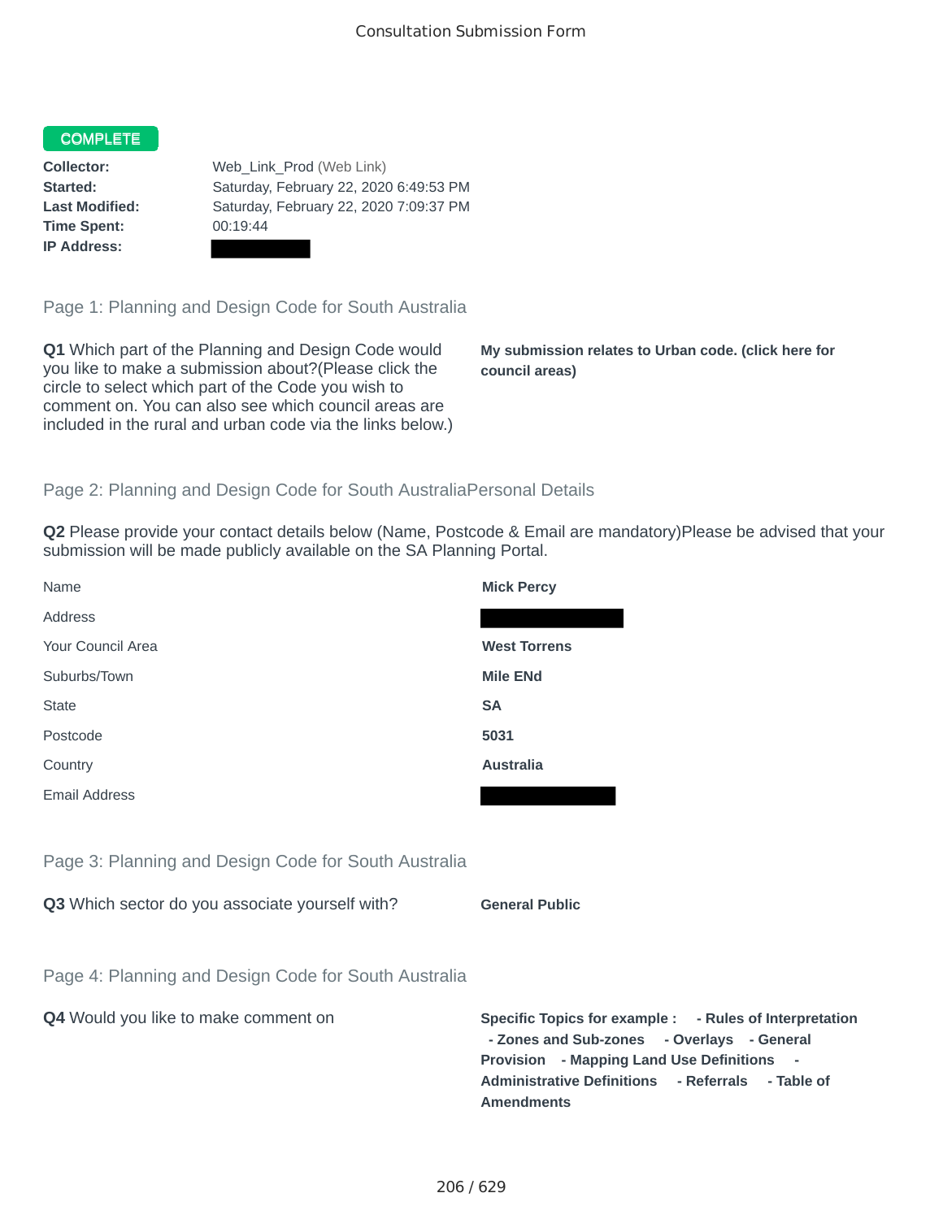Consultation Submission Form

**COMPLETE**

**Collector:** Web_Link_Prod (Web Link)
**Started:** Saturday, February 22, 2020 6:49:53 PM
**Last Modified:** Saturday, February 22, 2020 7:09:37 PM
**Time Spent:** 00:19:44
**IP Address:**

## Page 1: Planning and Design Code for South Australia

**Q1** Which part of the Planning and Design Code would you like to make a submission about?(Please click the circle to select which part of the Code you wish to comment on. You can also see which council areas are included in the rural and urban code via the links below.)

**My submission relates to Urban code. (click here for council areas)**

## Page 2: Planning and Design Code for South AustraliaPersonal Details

**Q2** Please provide your contact details below (Name, Postcode & Email are mandatory)Please be advised that your submission will be made publicly available on the SA Planning Portal.

| | |
|---|---|
| Name | **Mick Percy** |
| Address | |
| Your Council Area | **West Torrens** |
| Suburbs/Town | **Mile ENd** |
| State | **SA** |
| Postcode | **5031** |
| Country | **Australia** |
| Email Address | |

## Page 3: Planning and Design Code for South Australia

**Q3** Which sector do you associate yourself with?

**General Public**

## Page 4: Planning and Design Code for South Australia

**Q4** Would you like to make comment on

**Specific Topics for example : - Rules of Interpretation - Zones and Sub-zones - Overlays - General Provision - Mapping Land Use Definitions - Administrative Definitions - Referrals - Table of Amendments**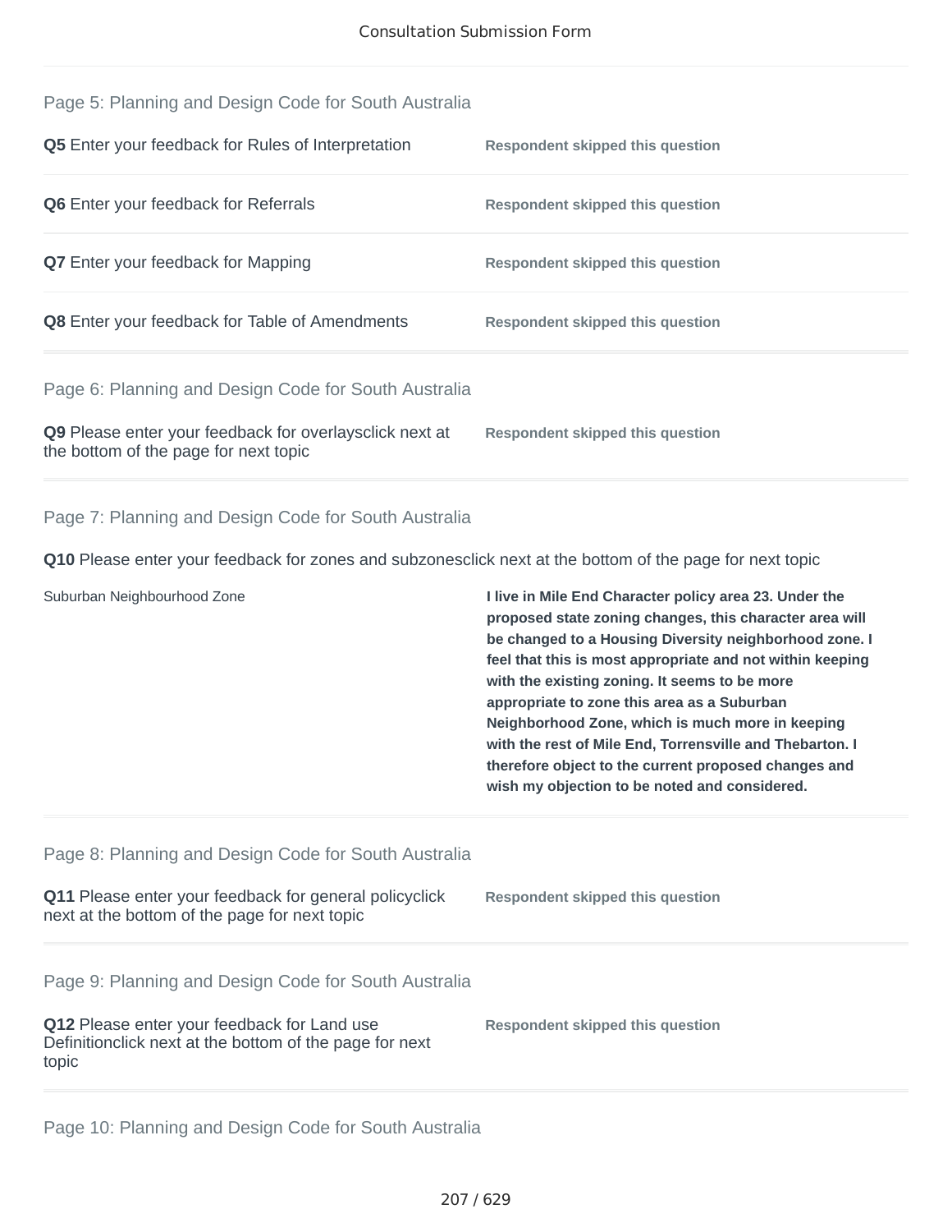## Page 5: Planning and Design Code for South Australia

**Q5** Enter your feedback for Rules of Interpretation — **Respondent skipped this question**

**Q6** Enter your feedback for Referrals — **Respondent skipped this question**

**Q7** Enter your feedback for Mapping — **Respondent skipped this question**

**Q8** Enter your feedback for Table of Amendments — **Respondent skipped this question**

## Page 6: Planning and Design Code for South Australia

**Q9** Please enter your feedback for overlaysclick next at the bottom of the page for next topic — **Respondent skipped this question**

## Page 7: Planning and Design Code for South Australia

**Q10** Please enter your feedback for zones and subzonesclick next at the bottom of the page for next topic

| | |
|---|---|
| Suburban Neighbourhood Zone | **I live in Mile End Character policy area 23. Under the proposed state zoning changes, this character area will be changed to a Housing Diversity neighborhood zone. I feel that this is most appropriate and not within keeping with the existing zoning. It seems to be more appropriate to zone this area as a Suburban Neighborhood Zone, which is much more in keeping with the rest of Mile End, Torrensville and Thebarton. I therefore object to the current proposed changes and wish my objection to be noted and considered.** |

## Page 8: Planning and Design Code for South Australia

**Q11** Please enter your feedback for general policyclick next at the bottom of the page for next topic — **Respondent skipped this question**

## Page 9: Planning and Design Code for South Australia

**Q12** Please enter your feedback for Land use Definitionclick next at the bottom of the page for next topic — **Respondent skipped this question**

## Page 10: Planning and Design Code for South Australia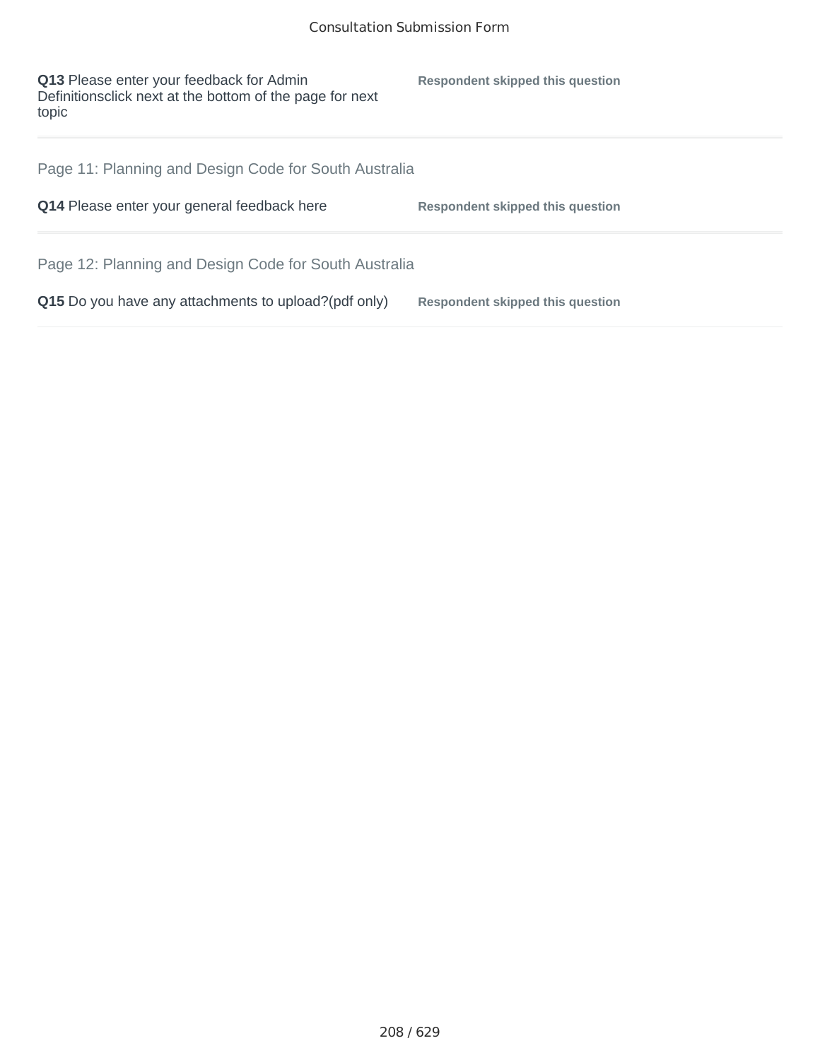**Q13** Please enter your feedback for Admin Definitionsclick next at the bottom of the page for next topic

**Respondent skipped this question**

## Page 11: Planning and Design Code for South Australia

**Q14** Please enter your general feedback here

**Respondent skipped this question**

## Page 12: Planning and Design Code for South Australia

**Q15** Do you have any attachments to upload?(pdf only)

**Respondent skipped this question**